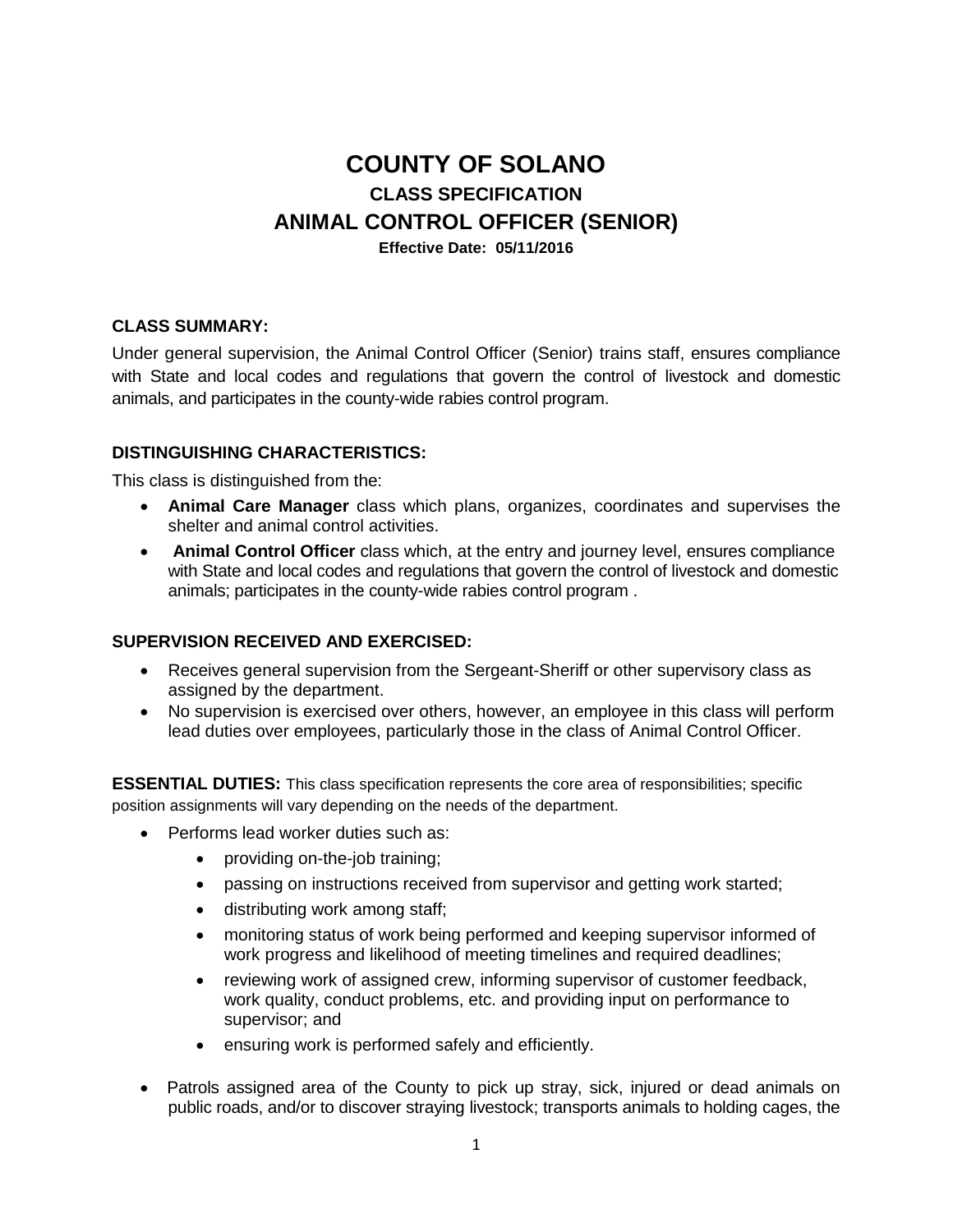# COUNTY OF SOLANO

## CLASS SPECIFICATION

## ANIMAL CONTROL OFFICER (SENIOR)

**Effective Date: 05/11/2016**

### CLASS SUMMARY:

Under general supervision, the Animal Control Officer (Senior) trains staff, ensures compliance with State and local codes and regulations that govern the control of livestock and domestic animals, and participates in the county-wide rabies control program.

### DISTINGUISHING CHARACTERISTICS:

This class is distinguished from the:

- **Animal Care Manager** class which plans, organizes, coordinates and supervises the shelter and animal control activities.
- **Animal Control Officer** class which, at the entry and journey level, ensures compliance with State and local codes and regulations that govern the control of livestock and domestic animals; participates in the county-wide rabies control program .

### SUPERVISION RECEIVED AND EXERCISED:

- Receives general supervision from the Sergeant-Sheriff or other supervisory class as assigned by the department.
- No supervision is exercised over others, however, an employee in this class will perform lead duties over employees, particularly those in the class of Animal Control Officer.

**ESSENTIAL DUTIES:** This class specification represents the core area of responsibilities; specific position assignments will vary depending on the needs of the department.

- Performs lead worker duties such as:
  - providing on-the-job training;
  - passing on instructions received from supervisor and getting work started;
  - distributing work among staff;
  - monitoring status of work being performed and keeping supervisor informed of work progress and likelihood of meeting timelines and required deadlines;
  - reviewing work of assigned crew, informing supervisor of customer feedback, work quality, conduct problems, etc. and providing input on performance to supervisor; and
  - ensuring work is performed safely and efficiently.
- Patrols assigned area of the County to pick up stray, sick, injured or dead animals on public roads, and/or to discover straying livestock; transports animals to holding cages, the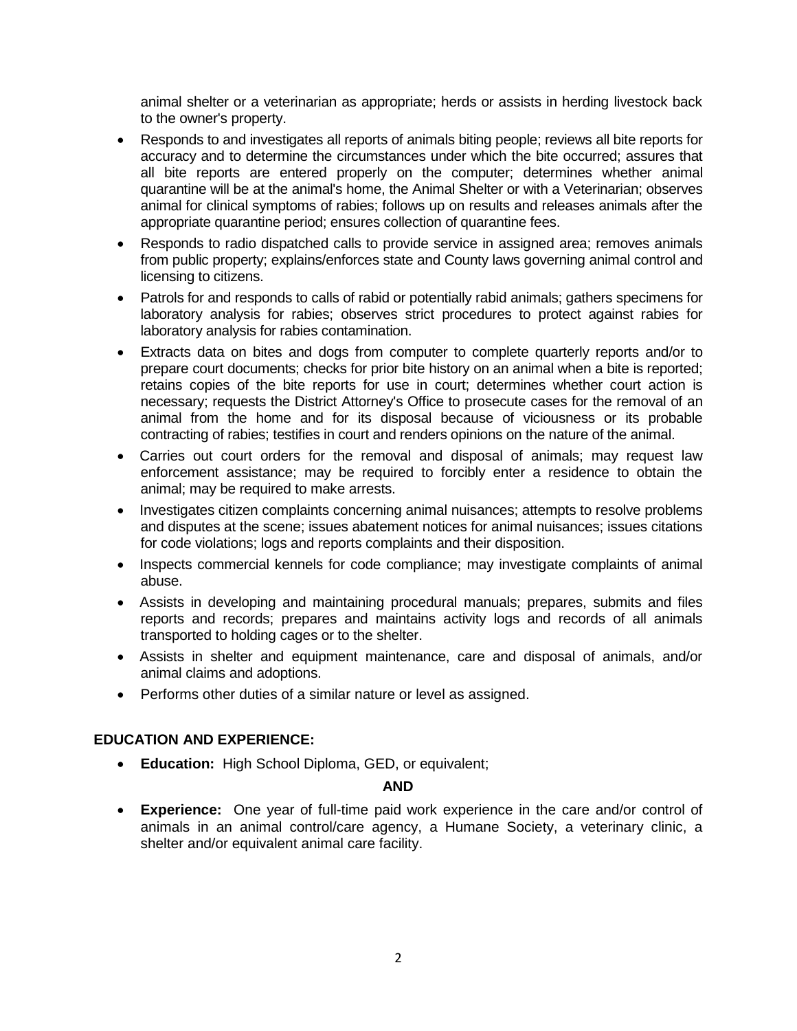animal shelter or a veterinarian as appropriate; herds or assists in herding livestock back to the owner's property.

- Responds to and investigates all reports of animals biting people; reviews all bite reports for accuracy and to determine the circumstances under which the bite occurred; assures that all bite reports are entered properly on the computer; determines whether animal quarantine will be at the animal's home, the Animal Shelter or with a Veterinarian; observes animal for clinical symptoms of rabies; follows up on results and releases animals after the appropriate quarantine period; ensures collection of quarantine fees.
- Responds to radio dispatched calls to provide service in assigned area; removes animals from public property; explains/enforces state and County laws governing animal control and licensing to citizens.
- Patrols for and responds to calls of rabid or potentially rabid animals; gathers specimens for laboratory analysis for rabies; observes strict procedures to protect against rabies for laboratory analysis for rabies contamination.
- Extracts data on bites and dogs from computer to complete quarterly reports and/or to prepare court documents; checks for prior bite history on an animal when a bite is reported; retains copies of the bite reports for use in court; determines whether court action is necessary; requests the District Attorney's Office to prosecute cases for the removal of an animal from the home and for its disposal because of viciousness or its probable contracting of rabies; testifies in court and renders opinions on the nature of the animal.
- Carries out court orders for the removal and disposal of animals; may request law enforcement assistance; may be required to forcibly enter a residence to obtain the animal; may be required to make arrests.
- Investigates citizen complaints concerning animal nuisances; attempts to resolve problems and disputes at the scene; issues abatement notices for animal nuisances; issues citations for code violations; logs and reports complaints and their disposition.
- Inspects commercial kennels for code compliance; may investigate complaints of animal abuse.
- Assists in developing and maintaining procedural manuals; prepares, submits and files reports and records; prepares and maintains activity logs and records of all animals transported to holding cages or to the shelter.
- Assists in shelter and equipment maintenance, care and disposal of animals, and/or animal claims and adoptions.
- Performs other duties of a similar nature or level as assigned.

## EDUCATION AND EXPERIENCE:

- **Education:** High School Diploma, GED, or equivalent;

**AND**

- **Experience:** One year of full-time paid work experience in the care and/or control of animals in an animal control/care agency, a Humane Society, a veterinary clinic, a shelter and/or equivalent animal care facility.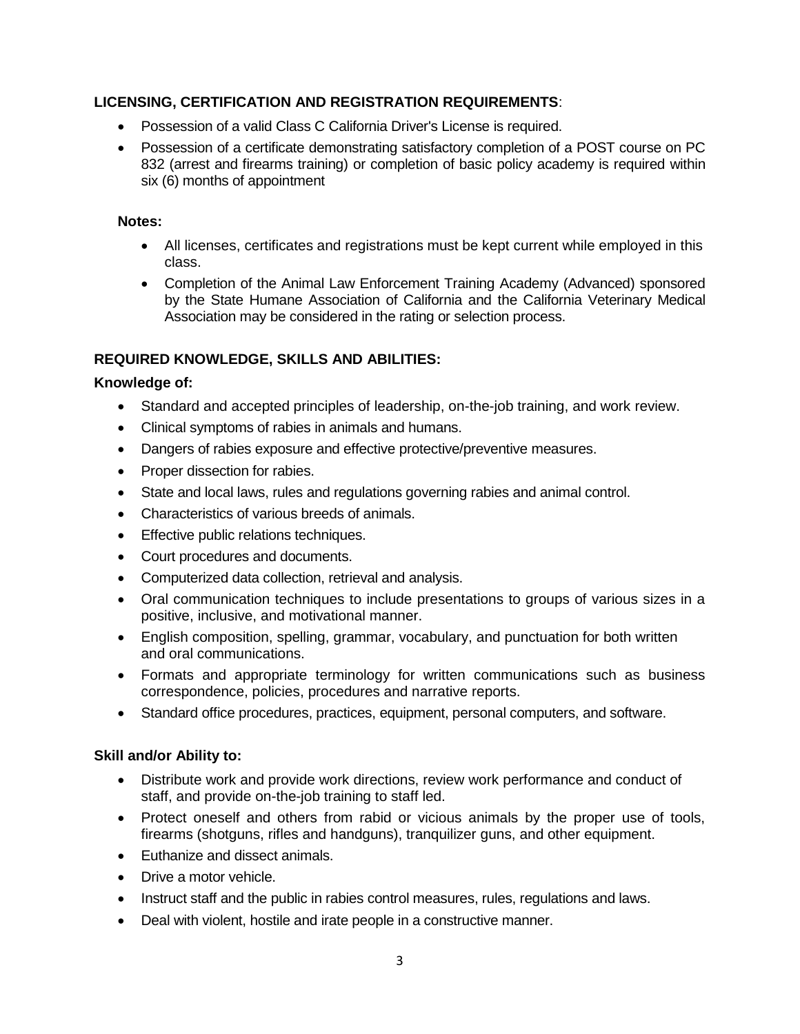**LICENSING, CERTIFICATION AND REGISTRATION REQUIREMENTS**:

- Possession of a valid Class C California Driver's License is required.
- Possession of a certificate demonstrating satisfactory completion of a POST course on PC 832 (arrest and firearms training) or completion of basic policy academy is required within six (6) months of appointment

**Notes:**

- All licenses, certificates and registrations must be kept current while employed in this class.
- Completion of the Animal Law Enforcement Training Academy (Advanced) sponsored by the State Humane Association of California and the California Veterinary Medical Association may be considered in the rating or selection process.

**REQUIRED KNOWLEDGE, SKILLS AND ABILITIES:**

**Knowledge of:**

- Standard and accepted principles of leadership, on-the-job training, and work review.
- Clinical symptoms of rabies in animals and humans.
- Dangers of rabies exposure and effective protective/preventive measures.
- Proper dissection for rabies.
- State and local laws, rules and regulations governing rabies and animal control.
- Characteristics of various breeds of animals.
- Effective public relations techniques.
- Court procedures and documents.
- Computerized data collection, retrieval and analysis.
- Oral communication techniques to include presentations to groups of various sizes in a positive, inclusive, and motivational manner.
- English composition, spelling, grammar, vocabulary, and punctuation for both written and oral communications.
- Formats and appropriate terminology for written communications such as business correspondence, policies, procedures and narrative reports.
- Standard office procedures, practices, equipment, personal computers, and software.

**Skill and/or Ability to:**

- Distribute work and provide work directions, review work performance and conduct of staff, and provide on-the-job training to staff led.
- Protect oneself and others from rabid or vicious animals by the proper use of tools, firearms (shotguns, rifles and handguns), tranquilizer guns, and other equipment.
- Euthanize and dissect animals.
- Drive a motor vehicle.
- Instruct staff and the public in rabies control measures, rules, regulations and laws.
- Deal with violent, hostile and irate people in a constructive manner.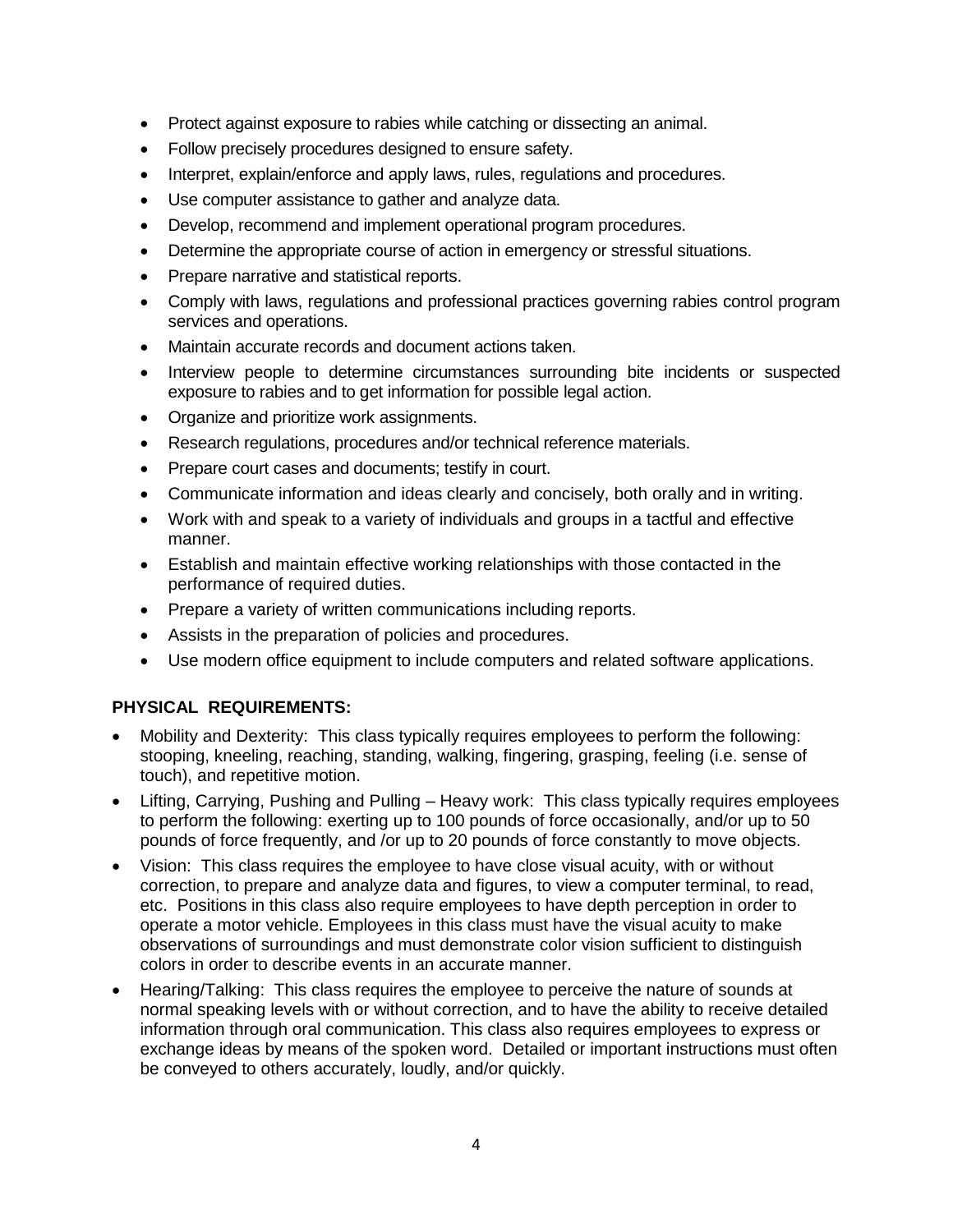- Protect against exposure to rabies while catching or dissecting an animal.
- Follow precisely procedures designed to ensure safety.
- Interpret, explain/enforce and apply laws, rules, regulations and procedures.
- Use computer assistance to gather and analyze data.
- Develop, recommend and implement operational program procedures.
- Determine the appropriate course of action in emergency or stressful situations.
- Prepare narrative and statistical reports.
- Comply with laws, regulations and professional practices governing rabies control program services and operations.
- Maintain accurate records and document actions taken.
- Interview people to determine circumstances surrounding bite incidents or suspected exposure to rabies and to get information for possible legal action.
- Organize and prioritize work assignments.
- Research regulations, procedures and/or technical reference materials.
- Prepare court cases and documents; testify in court.
- Communicate information and ideas clearly and concisely, both orally and in writing.
- Work with and speak to a variety of individuals and groups in a tactful and effective manner.
- Establish and maintain effective working relationships with those contacted in the performance of required duties.
- Prepare a variety of written communications including reports.
- Assists in the preparation of policies and procedures.
- Use modern office equipment to include computers and related software applications.

**PHYSICAL REQUIREMENTS:**

- Mobility and Dexterity: This class typically requires employees to perform the following: stooping, kneeling, reaching, standing, walking, fingering, grasping, feeling (i.e. sense of touch), and repetitive motion.
- Lifting, Carrying, Pushing and Pulling – Heavy work: This class typically requires employees to perform the following: exerting up to 100 pounds of force occasionally, and/or up to 50 pounds of force frequently, and /or up to 20 pounds of force constantly to move objects.
- Vision: This class requires the employee to have close visual acuity, with or without correction, to prepare and analyze data and figures, to view a computer terminal, to read, etc. Positions in this class also require employees to have depth perception in order to operate a motor vehicle. Employees in this class must have the visual acuity to make observations of surroundings and must demonstrate color vision sufficient to distinguish colors in order to describe events in an accurate manner.
- Hearing/Talking: This class requires the employee to perceive the nature of sounds at normal speaking levels with or without correction, and to have the ability to receive detailed information through oral communication. This class also requires employees to express or exchange ideas by means of the spoken word. Detailed or important instructions must often be conveyed to others accurately, loudly, and/or quickly.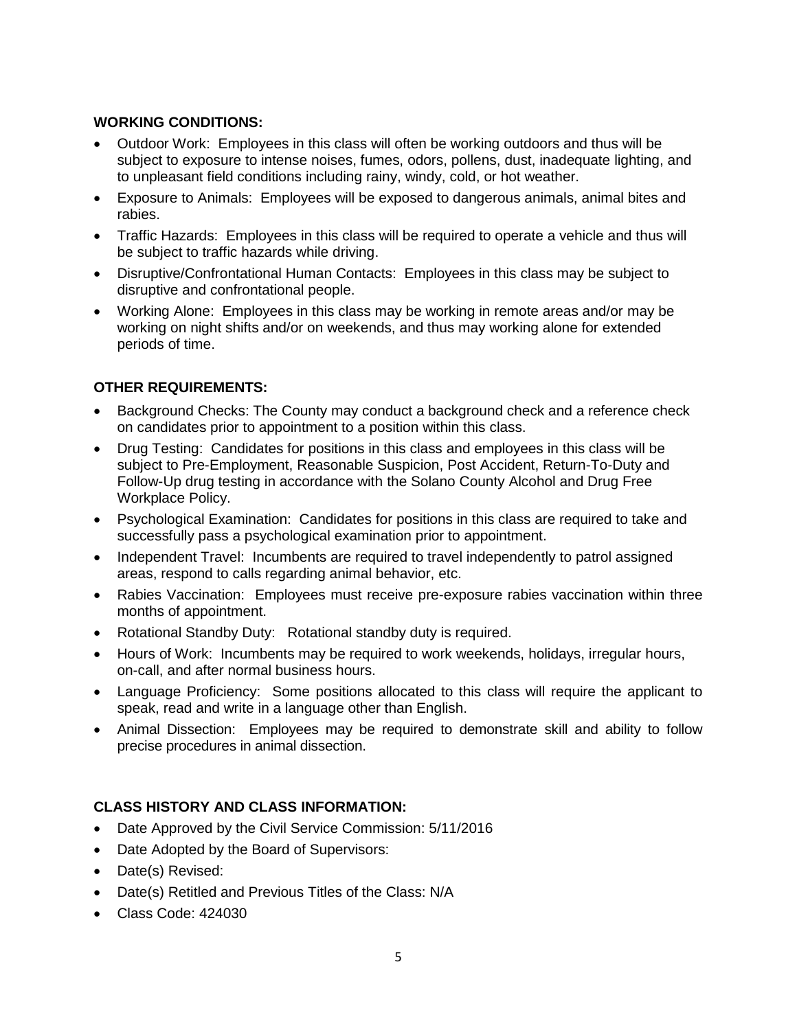**WORKING CONDITIONS:**

- Outdoor Work: Employees in this class will often be working outdoors and thus will be subject to exposure to intense noises, fumes, odors, pollens, dust, inadequate lighting, and to unpleasant field conditions including rainy, windy, cold, or hot weather.
- Exposure to Animals: Employees will be exposed to dangerous animals, animal bites and rabies.
- Traffic Hazards: Employees in this class will be required to operate a vehicle and thus will be subject to traffic hazards while driving.
- Disruptive/Confrontational Human Contacts: Employees in this class may be subject to disruptive and confrontational people.
- Working Alone: Employees in this class may be working in remote areas and/or may be working on night shifts and/or on weekends, and thus may working alone for extended periods of time.

**OTHER REQUIREMENTS:**

- Background Checks: The County may conduct a background check and a reference check on candidates prior to appointment to a position within this class.
- Drug Testing: Candidates for positions in this class and employees in this class will be subject to Pre-Employment, Reasonable Suspicion, Post Accident, Return-To-Duty and Follow-Up drug testing in accordance with the Solano County Alcohol and Drug Free Workplace Policy.
- Psychological Examination: Candidates for positions in this class are required to take and successfully pass a psychological examination prior to appointment.
- Independent Travel: Incumbents are required to travel independently to patrol assigned areas, respond to calls regarding animal behavior, etc.
- Rabies Vaccination: Employees must receive pre-exposure rabies vaccination within three months of appointment.
- Rotational Standby Duty: Rotational standby duty is required.
- Hours of Work: Incumbents may be required to work weekends, holidays, irregular hours, on-call, and after normal business hours.
- Language Proficiency: Some positions allocated to this class will require the applicant to speak, read and write in a language other than English.
- Animal Dissection: Employees may be required to demonstrate skill and ability to follow precise procedures in animal dissection.

**CLASS HISTORY AND CLASS INFORMATION:**

- Date Approved by the Civil Service Commission: 5/11/2016
- Date Adopted by the Board of Supervisors:
- Date(s) Revised:
- Date(s) Retitled and Previous Titles of the Class: N/A
- Class Code: 424030